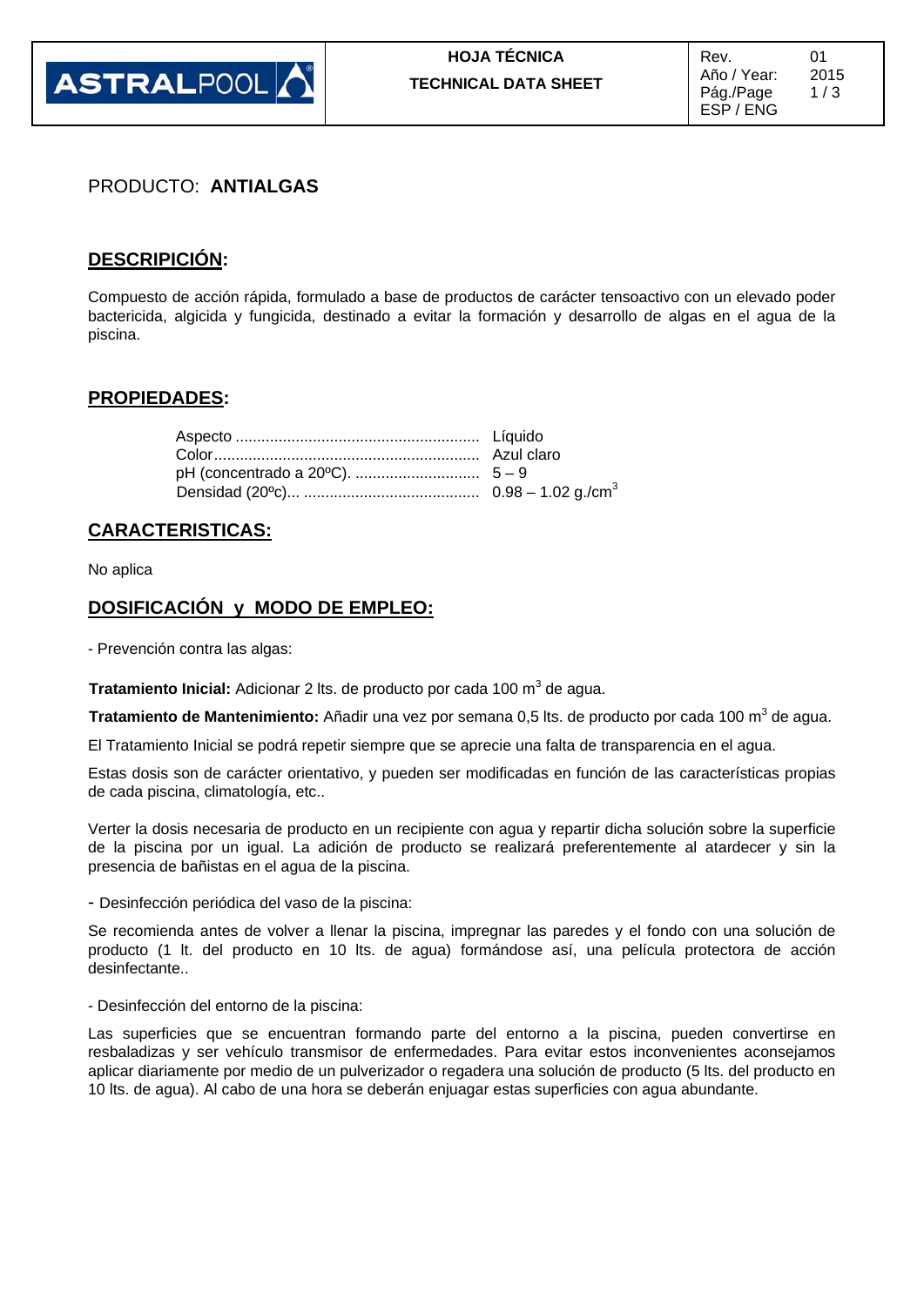PRODUCTO: **ANTIALGAS**

## DESCRIPICIÓN:

Compuesto de acción rápida, formulado a base de productos de carácter tensoactivo con un elevado poder bactericida, algicida y fungicida, destinado a evitar la formación y desarrollo de algas en el agua de la piscina.

## PROPIEDADES:

| | |
|---|---|
| Aspecto ......................................................... | Líquido |
| Color............................................................. | Azul claro |
| pH (concentrado a 20ºC). ............................ | 5 – 9 |
| Densidad (20ºc)... ........................................ | 0.98 – 1.02 g./cm$^3$ |

## CARACTERISTICAS:

No aplica

## DOSIFICACIÓN y MODO DE EMPLEO:

- Prevención contra las algas:

**Tratamiento Inicial:** Adicionar 2 lts. de producto por cada 100 m$^3$ de agua.

**Tratamiento de Mantenimiento:** Añadir una vez por semana 0,5 lts. de producto por cada 100 m$^3$ de agua.

El Tratamiento Inicial se podrá repetir siempre que se aprecie una falta de transparencia en el agua.

Estas dosis son de carácter orientativo, y pueden ser modificadas en función de las características propias de cada piscina, climatología, etc..

Verter la dosis necesaria de producto en un recipiente con agua y repartir dicha solución sobre la superficie de la piscina por un igual. La adición de producto se realizará preferentemente al atardecer y sin la presencia de bañistas en el agua de la piscina.

- Desinfección periódica del vaso de la piscina:

Se recomienda antes de volver a llenar la piscina, impregnar las paredes y el fondo con una solución de producto (1 lt. del producto en 10 lts. de agua) formándose así, una película protectora de acción desinfectante..

- Desinfección del entorno de la piscina:

Las superficies que se encuentran formando parte del entorno a la piscina, pueden convertirse en resbaladizas y ser vehículo transmisor de enfermedades. Para evitar estos inconvenientes aconsejamos aplicar diariamente por medio de un pulverizador o regadera una solución de producto (5 lts. del producto en 10 lts. de agua). Al cabo de una hora se deberán enjuagar estas superficies con agua abundante.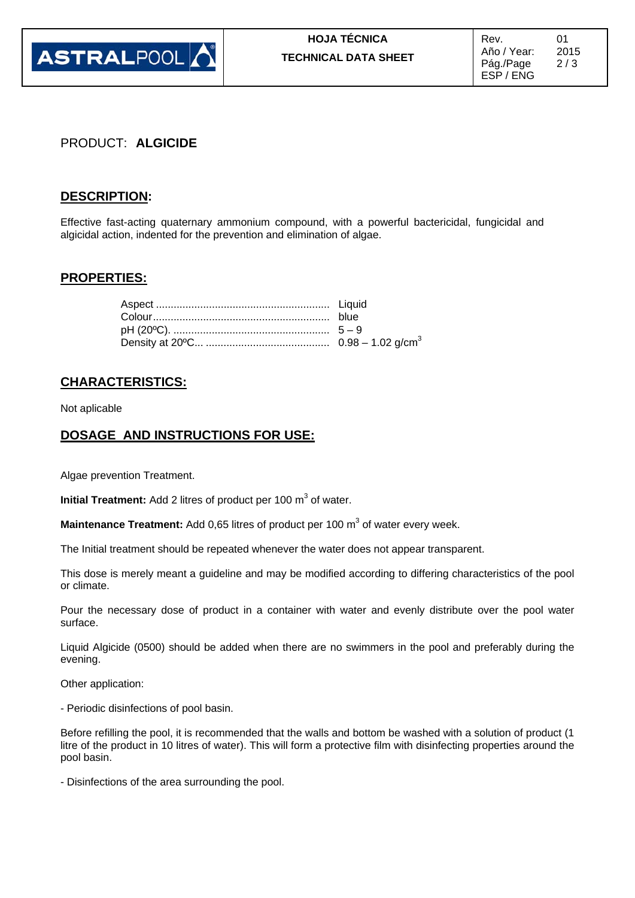PRODUCT: **ALGICIDE**

## DESCRIPTION:

Effective fast-acting quaternary ammonium compound, with a powerful bactericidal, fungicidal and algicidal action, indented for the prevention and elimination of algae.

## PROPERTIES:

| | |
|---|---|
| Aspect | Liquid |
| Colour | blue |
| pH (20ºC). | 5 – 9 |
| Density at 20ºC... | 0.98 – 1.02 g/cm$^3$ |

## CHARACTERISTICS:

Not aplicable

## DOSAGE AND INSTRUCTIONS FOR USE:

Algae prevention Treatment.

**Initial Treatment:** Add 2 litres of product per 100 m$^3$ of water.

**Maintenance Treatment:** Add 0,65 litres of product per 100 m$^3$ of water every week.

The Initial treatment should be repeated whenever the water does not appear transparent.

This dose is merely meant a guideline and may be modified according to differing characteristics of the pool or climate.

Pour the necessary dose of product in a container with water and evenly distribute over the pool water surface.

Liquid Algicide (0500) should be added when there are no swimmers in the pool and preferably during the evening.

Other application:

- Periodic disinfections of pool basin.

Before refilling the pool, it is recommended that the walls and bottom be washed with a solution of product (1 litre of the product in 10 litres of water). This will form a protective film with disinfecting properties around the pool basin.

- Disinfections of the area surrounding the pool.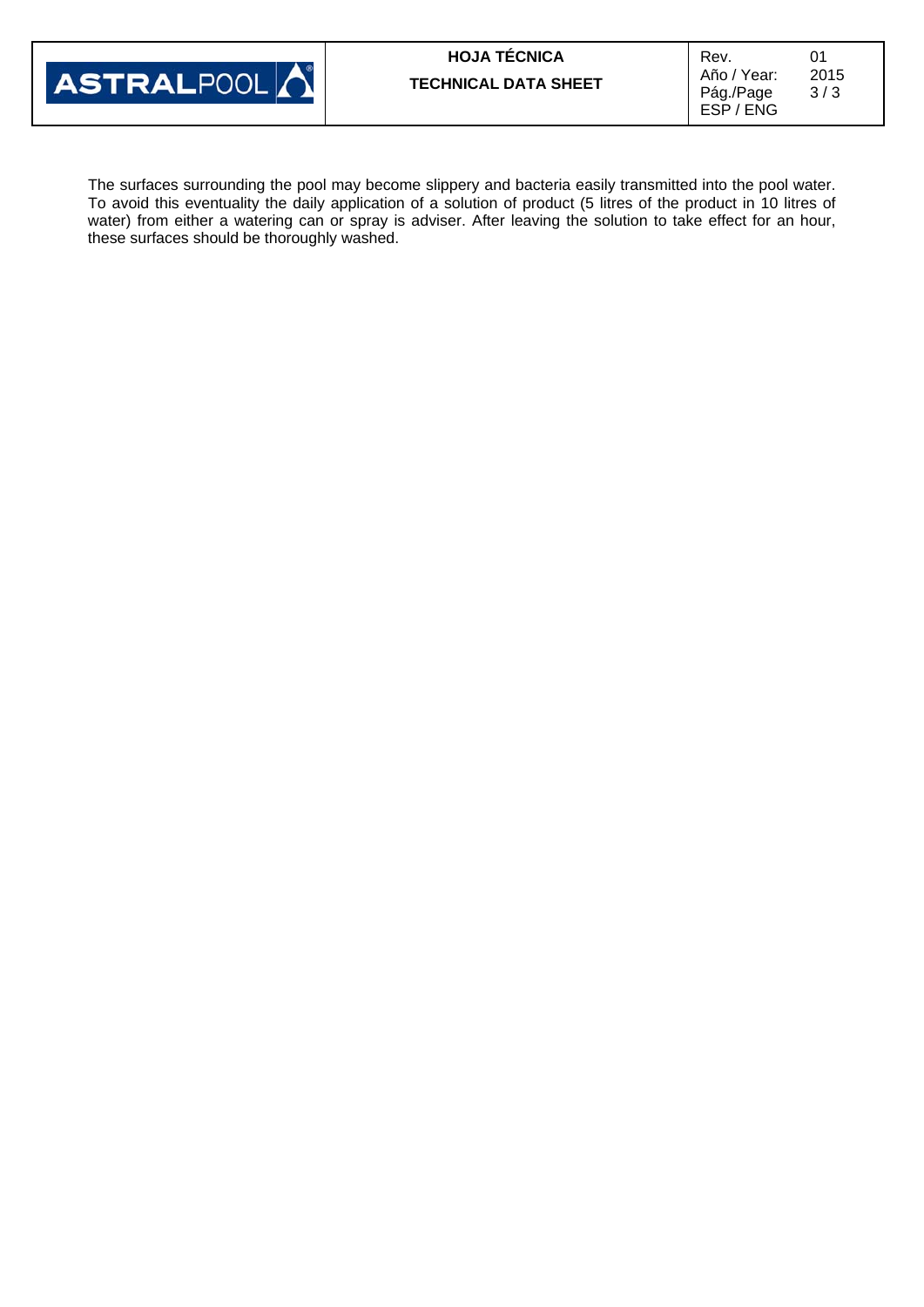The surfaces surrounding the pool may become slippery and bacteria easily transmitted into the pool water. To avoid this eventuality the daily application of a solution of product (5 litres of the product in 10 litres of water) from either a watering can or spray is adviser. After leaving the solution to take effect for an hour, these surfaces should be thoroughly washed.